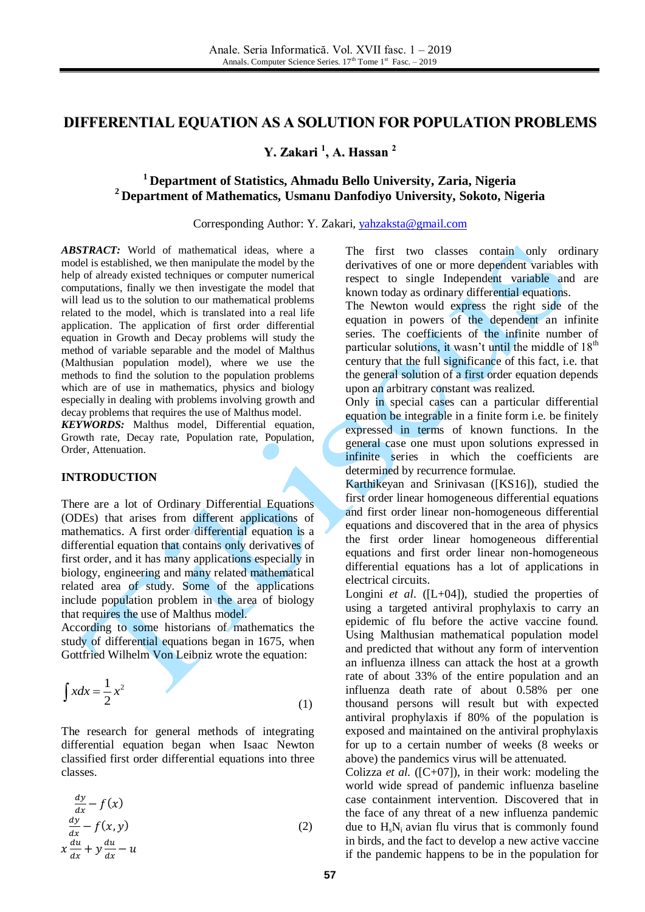# DIFFERENTIAL EQUATION AS A SOLUTION FOR POPULATION PROBLEMS

**Y. Zakari [1], A. Hassan [2]**

**[1] Department of Statistics, Ahmadu Bello University, Zaria, Nigeria**
**[2] Department of Mathematics, Usmanu Danfodiyo University, Sokoto, Nigeria**

Corresponding Author: Y. Zakari, yahzaksta@gmail.com

***ABSTRACT:*** World of mathematical ideas, where a model is established, we then manipulate the model by the help of already existed techniques or computer numerical computations, finally we then investigate the model that will lead us to the solution to our mathematical problems related to the model, which is translated into a real life application. The application of first order differential equation in Growth and Decay problems will study the method of variable separable and the model of Malthus (Malthusian population model), where we use the methods to find the solution to the population problems which are of use in mathematics, physics and biology especially in dealing with problems involving growth and decay problems that requires the use of Malthus model.

***KEYWORDS:*** Malthus model, Differential equation, Growth rate, Decay rate, Population rate, Population, Order, Attenuation.

## INTRODUCTION

There are a lot of Ordinary Differential Equations (ODEs) that arises from different applications of mathematics. A first order differential equation is a differential equation that contains only derivatives of first order, and it has many applications especially in biology, engineering and many related mathematical related area of study. Some of the applications include population problem in the area of biology that requires the use of Malthus model.

According to some historians of mathematics the study of differential equations began in 1675, when Gottfried Wilhelm Von Leibniz wrote the equation:

$$\int x dx = \frac{1}{2}x^2 \tag{1}$$

The research for general methods of integrating differential equation began when Isaac Newton classified first order differential equations into three classes.

$$\begin{aligned} &\frac{dy}{dx} - f(x) \\ &\frac{dy}{dx} - f(x, y) \\ &x\frac{du}{dx} + y\frac{du}{dx} - u \end{aligned} \tag{2}$$

The first two classes contain only ordinary derivatives of one or more dependent variables with respect to single Independent variable and are known today as ordinary differential equations.

The Newton would express the right side of the equation in powers of the dependent an infinite series. The coefficients of the infinite number of particular solutions, it wasn't until the middle of 18$^{th}$ century that the full significance of this fact, i.e. that the general solution of a first order equation depends upon an arbitrary constant was realized.

Only in special cases can a particular differential equation be integrable in a finite form i.e. be finitely expressed in terms of known functions. In the general case one must upon solutions expressed in infinite series in which the coefficients are determined by recurrence formulae.

Karthikeyan and Srinivasan ([KS16]), studied the first order linear homogeneous differential equations and first order linear non-homogeneous differential equations and discovered that in the area of physics the first order linear homogeneous differential equations and first order linear non-homogeneous differential equations has a lot of applications in electrical circuits.

Longini *et al*. ([L+04]), studied the properties of using a targeted antiviral prophylaxis to carry an epidemic of flu before the active vaccine found. Using Malthusian mathematical population model and predicted that without any form of intervention an influenza illness can attack the host at a growth rate of about 33% of the entire population and an influenza death rate of about 0.58% per one thousand persons will result but with expected antiviral prophylaxis if 80% of the population is exposed and maintained on the antiviral prophylaxis for up to a certain number of weeks (8 weeks or above) the pandemics virus will be attenuated.

Colizza *et al.* ([C+07]), in their work: modeling the world wide spread of pandemic influenza baseline case containment intervention. Discovered that in the face of any threat of a new influenza pandemic due to $H_sN_i$ avian flu virus that is commonly found in birds, and the fact to develop a new active vaccine if the pandemic happens to be in the population for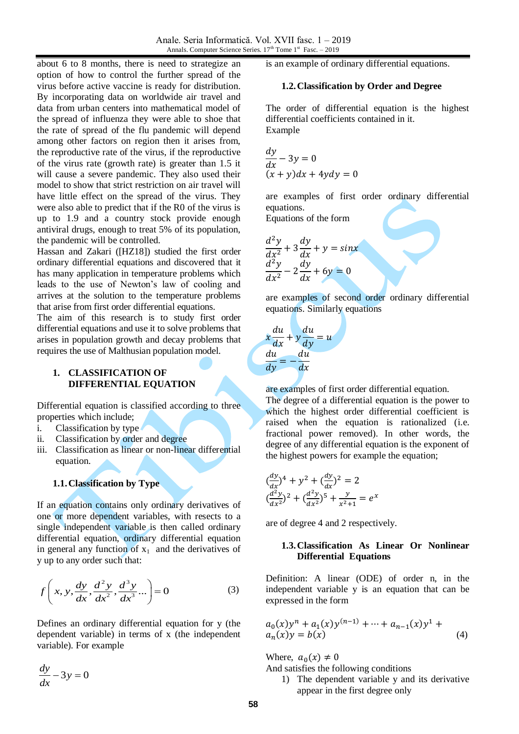about 6 to 8 months, there is need to strategize an option of how to control the further spread of the virus before active vaccine is ready for distribution. By incorporating data on worldwide air travel and data from urban centers into mathematical model of the spread of influenza they were able to shoe that the rate of spread of the flu pandemic will depend among other factors on region then it arises from, the reproductive rate of the virus, if the reproductive of the virus rate (growth rate) is greater than 1.5 it will cause a severe pandemic. They also used their model to show that strict restriction on air travel will have little effect on the spread of the virus. They were also able to predict that if the R0 of the virus is up to 1.9 and a country stock provide enough antiviral drugs, enough to treat 5% of its population, the pandemic will be controlled.

Hassan and Zakari ([HZ18]) studied the first order ordinary differential equations and discovered that it has many application in temperature problems which leads to the use of Newton's law of cooling and arrives at the solution to the temperature problems that arise from first order differential equations.

The aim of this research is to study first order differential equations and use it to solve problems that arises in population growth and decay problems that requires the use of Malthusian population model.

## 1. CLASSIFICATION OF DIFFERENTIAL EQUATION

Differential equation is classified according to three properties which include;

i. Classification by type
ii. Classification by order and degree
iii. Classification as linear or non-linear differential equation.

### 1.1. Classification by Type

If an equation contains only ordinary derivatives of one or more dependent variables, with resects to a single independent variable is then called ordinary differential equation, ordinary differential equation in general any function of $x_1$ and the derivatives of y up to any order such that:

$$f\left(x, y, \frac{dy}{dx}, \frac{d^2y}{dx^2}, \frac{d^3y}{dx^3} \dots\right) = 0 \tag{3}$$

Defines an ordinary differential equation for y (the dependent variable) in terms of x (the independent variable). For example

$$\frac{dy}{dx} - 3y = 0$$

is an example of ordinary differential equations.

### 1.2. Classification by Order and Degree

The order of differential equation is the highest differential coefficients contained in it.

Example

$$\frac{dy}{dx} - 3y = 0$$
$$(x + y)dx + 4ydy = 0$$

are examples of first order ordinary differential equations.

Equations of the form

$$\frac{d^2y}{dx^2} + 3\frac{dy}{dx} + y = sinx$$
$$\frac{d^2y}{dx^2} - 2\frac{dy}{dx} + 6y = 0$$

are examples of second order ordinary differential equations. Similarly equations

$$x\frac{du}{dx} + y\frac{du}{dy} = u$$
$$\frac{du}{dy} = -\frac{du}{dx}$$

are examples of first order differential equation.

The degree of a differential equation is the power to which the highest order differential coefficient is raised when the equation is rationalized (i.e. fractional power removed). In other words, the degree of any differential equation is the exponent of the highest powers for example the equation;

$$(\tfrac{dy}{dx})^4 + y^2 + (\tfrac{dy}{dx})^2 = 2$$
$$(\tfrac{d^2y}{dx^2})^2 + (\tfrac{d^2y}{dx^2})^5 + \tfrac{y}{x^2+1} = e^x$$

are of degree 4 and 2 respectively.

### 1.3. Classification As Linear Or Nonlinear Differential Equations

Definition: A linear (ODE) of order n, in the independent variable y is an equation that can be expressed in the form

$$a_0(x)y^n + a_1(x)y^{(n-1)} + \dots + a_{n-1}(x)y^1 + a_n(x)y = b(x) \tag{4}$$

Where, $a_0(x) \neq 0$

And satisfies the following conditions

1) The dependent variable y and its derivative appear in the first degree only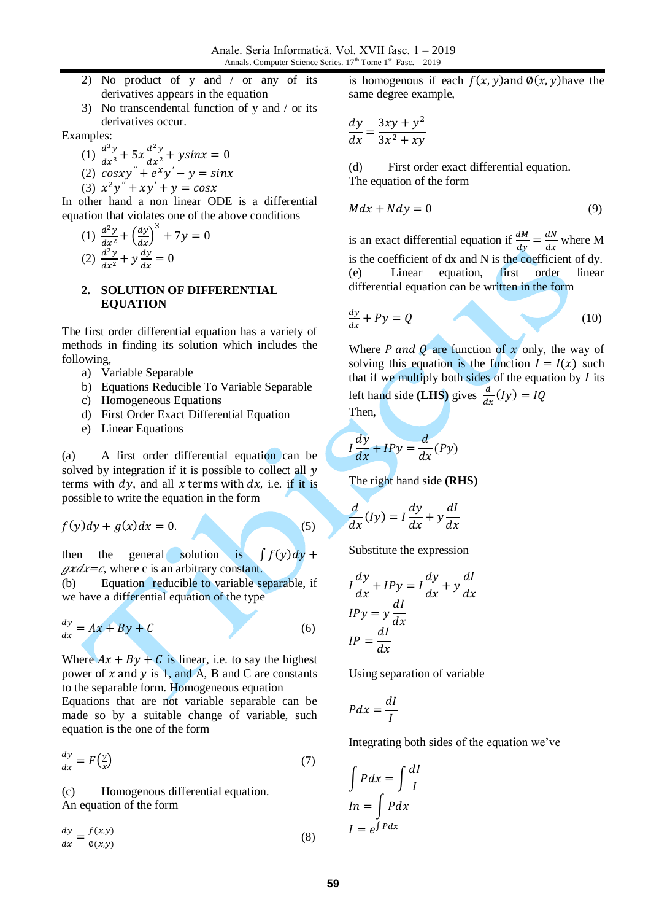2) No product of y and / or any of its derivatives appears in the equation
3) No transcendental function of y and / or its derivatives occur.

Examples:

(1) $\frac{d^3y}{dx^3} + 5x\frac{d^2y}{dx^2} + ysinx = 0$
(2) $cosxy'' + e^x y' - y = sinx$
(3) $x^2y'' + xy' + y = cosx$

In other hand a non linear ODE is a differential equation that violates one of the above conditions

(1) $\frac{d^2y}{dx^2} + \left(\frac{dy}{dx}\right)^3 + 7y = 0$
(2) $\frac{d^2y}{dx^2} + y\frac{dy}{dx} = 0$

## 2. SOLUTION OF DIFFERENTIAL EQUATION

The first order differential equation has a variety of methods in finding its solution which includes the following,

a) Variable Separable
b) Equations Reducible To Variable Separable
c) Homogeneous Equations
d) First Order Exact Differential Equation
e) Linear Equations

(a) A first order differential equation can be solved by integration if it is possible to collect all $y$ terms with $dy$, and all $x$ terms with $dx$, i.e. if it is possible to write the equation in the form

$$f(y)dy + g(x)dx = 0. \tag{5}$$

then the general solution is $\int f(y)dy + gxdx=c$, where c is an arbitrary constant.

(b) Equation reducible to variable separable, if we have a differential equation of the type

$$\frac{dy}{dx} = Ax + By + C \tag{6}$$

Where $Ax + By + C$ is linear, i.e. to say the highest power of $x$ and $y$ is 1, and A, B and C are constants to the separable form. Homogeneous equation

Equations that are not variable separable can be made so by a suitable change of variable, such equation is the one of the form

$$\frac{dy}{dx} = F\left(\frac{y}{x}\right) \tag{7}$$

(c) Homogenous differential equation.

An equation of the form

$$\frac{dy}{dx} = \frac{f(x,y)}{\emptyset(x,y)} \tag{8}$$

is homogenous if each $f(x,y)$and $\emptyset(x,y)$have the same degree example,

$$\frac{dy}{dx} = \frac{3xy + y^2}{3x^2 + xy}$$

(d) First order exact differential equation.

The equation of the form

$$Mdx + Ndy = 0 \tag{9}$$

is an exact differential equation if $\frac{dM}{dy} = \frac{dN}{dx}$ where M is the coefficient of dx and N is the coefficient of dy.

(e) Linear equation, first order linear differential equation can be written in the form

$$\frac{dy}{dx} + Py = Q \tag{10}$$

Where $P$ *and* $Q$ are function of $x$ only, the way of solving this equation is the function $I = I(x)$ such that if we multiply both sides of the equation by $I$ its left hand side **(LHS)** gives $\frac{d}{dx}(Iy) = IQ$

Then,

$$I\frac{dy}{dx} + IPy = \frac{d}{dx}(Py)$$

The right hand side **(RHS)**

$$\frac{d}{dx}(Iy) = I\frac{dy}{dx} + y\frac{dI}{dx}$$

Substitute the expression

$$I\frac{dy}{dx} + IPy = I\frac{dy}{dx} + y\frac{dI}{dx}$$

$$IPy = y\frac{dI}{dx}$$

$$IP = \frac{dI}{dx}$$

Using separation of variable

$$Pdx = \frac{dI}{I}$$

Integrating both sides of the equation we've

$$\int Pdx = \int \frac{dI}{I}$$

$$In = \int Pdx$$

$$I = e^{\int Pdx}$$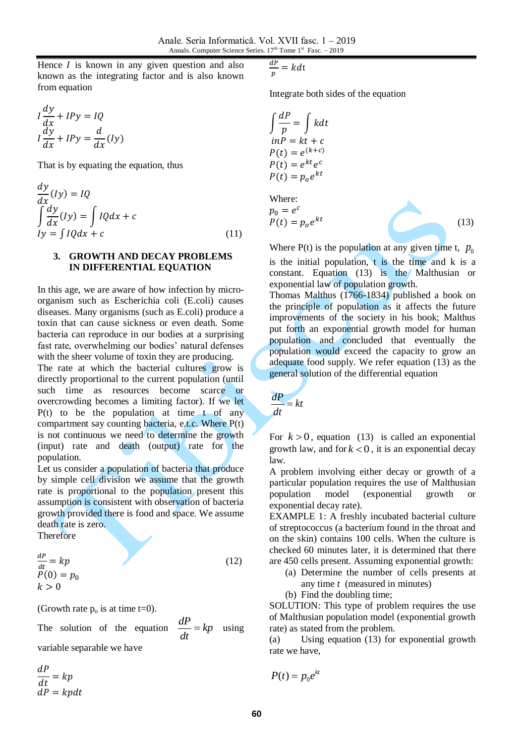Hence $I$ is known in any given question and also known as the integrating factor and is also known from equation

$$I\frac{dy}{dx} + IPy = IQ$$
$$I\frac{dy}{dx} + IPy = \frac{d}{dx}(Iy)$$

That is by equating the equation, thus

$$\frac{dy}{dx}(Iy) = IQ$$
$$\int \frac{dy}{dx}(Iy) = \int IQdx + c$$
$$Iy = \int IQdx + c \tag{11}$$

## 3. GROWTH AND DECAY PROBLEMS IN DIFFERENTIAL EQUATION

In this age, we are aware of how infection by micro-organism such as Escherichia coli (E.coli) causes diseases. Many organisms (such as E.coli) produce a toxin that can cause sickness or even death. Some bacteria can reproduce in our bodies at a surprising fast rate, overwhelming our bodies' natural defenses with the sheer volume of toxin they are producing.

The rate at which the bacterial cultures grow is directly proportional to the current population (until such time as resources become scarce or overcrowding becomes a limiting factor). If we let P(t) to be the population at time t of any compartment say counting bacteria, e.t.c. Where P(t) is not continuous we need to determine the growth (input) rate and death (output) rate for the population.

Let us consider a population of bacteria that produce by simple cell division we assume that the growth rate is proportional to the population present this assumption is consistent with observation of bacteria growth provided there is food and space. We assume death rate is zero.

Therefore

$$\frac{dP}{dt} = kp \tag{12}$$
$$P(0) = p_0$$
$$k > 0$$

(Growth rate $p_o$ is at time t=0).

The solution of the equation $\frac{dP}{dt} = kp$ using variable separable we have

$$\frac{dP}{dt} = kp$$
$$dP = kpdt$$
$$\frac{dP}{p} = kdt$$

Integrate both sides of the equation

$$\int \frac{dP}{p} = \int kdt$$
$$inP = kt + c$$
$$P(t) = e^{(k+c)}$$
$$P(t) = e^{kt}e^{c}$$
$$P(t) = p_o e^{kt}$$

Where:

$$p_0 = e^{c}$$
$$P(t) = p_o e^{kt} \tag{13}$$

Where P(t) is the population at any given time t, $p_0$ is the initial population, t is the time and k is a constant. Equation (13) is the Malthusian or exponential law of population growth.

Thomas Malthus (1766-1834) published a book on the principle of population as it affects the future improvements of the society in his book; Malthus put forth an exponential growth model for human population and concluded that eventually the population would exceed the capacity to grow an adequate food supply. We refer equation (13) as the general solution of the differential equation

$$\frac{dP}{dt} = kt$$

For $k > 0$, equation (13) is called an exponential growth law, and for $k < 0$, it is an exponential decay law.

A problem involving either decay or growth of a particular population requires the use of Malthusian population model (exponential growth or exponential decay rate).

EXAMPLE 1: A freshly incubated bacterial culture of streptococcus (a bacterium found in the throat and on the skin) contains 100 cells. When the culture is checked 60 minutes later, it is determined that there are 450 cells present. Assuming exponential growth:

(a) Determine the number of cells presents at any time $t$ (measured in minutes)

(b) Find the doubling time;

SOLUTION: This type of problem requires the use of Malthusian population model (exponential growth rate) as stated from the problem.

(a) Using equation (13) for exponential growth rate we have,

$$P(t) = p_0 e^{kt}$$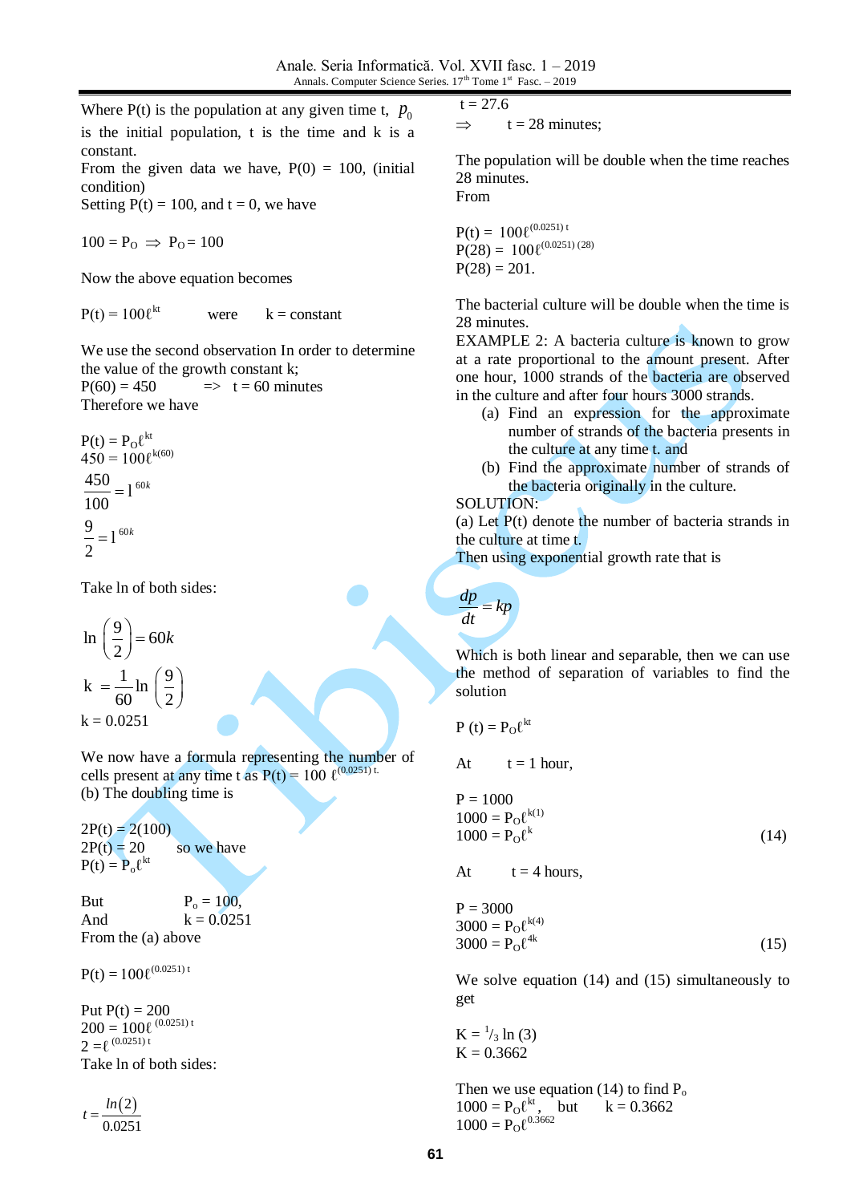Where P(t) is the population at any given time t, $p_0$ is the initial population, t is the time and k is a constant.
From the given data we have, P(0) = 100, (initial condition)
Setting P(t) = 100, and t = 0, we have

$$100 = P_O \Rightarrow P_O = 100$$

Now the above equation becomes

$P(t) = 100\ell^{kt}$ were k = constant

We use the second observation In order to determine the value of the growth constant k;
P(60) = 450 => t = 60 minutes
Therefore we have

$$P(t) = P_O\ell^{kt}$$
$$450 = 100\ell^{k(60)}$$
$$\frac{450}{100} = 1^{60k}$$
$$\frac{9}{2} = 1^{60k}$$

Take ln of both sides:

$$\ln\left(\frac{9}{2}\right) = 60k$$
$$k = \frac{1}{60}\ln\left(\frac{9}{2}\right)$$
$$k = 0.0251$$

We now have a formula representing the number of cells present at any time t as $P(t) = 100\ \ell^{(0.0251)\,t}$.
(b) The doubling time is

2P(t) = 2(100)
2P(t) = 20 so we have
$P(t) = P_o\ell^{kt}$

But $P_o = 100$,
And k = 0.0251
From the (a) above

$$P(t) = 100\ell^{(0.0251)\,t}$$

Put P(t) = 200
$$200 = 100\ell^{(0.0251)\,t}$$
$$2 = \ell^{(0.0251)\,t}$$
Take ln of both sides:

$$t = \frac{ln(2)}{0.0251}$$

t = 27.6
$\Rightarrow$ t = 28 minutes;

The population will be double when the time reaches 28 minutes.
From

$$P(t) = 100\ell^{(0.0251)\,t}$$
$$P(28) = 100\ell^{(0.0251)\,(28)}$$
$$P(28) = 201.$$

The bacterial culture will be double when the time is 28 minutes.
EXAMPLE 2: A bacteria culture is known to grow at a rate proportional to the amount present. After one hour, 1000 strands of the bacteria are observed in the culture and after four hours 3000 strands.

(a) Find an expression for the approximate number of strands of the bacteria presents in the culture at any time t. and
(b) Find the approximate number of strands of the bacteria originally in the culture.

SOLUTION:
(a) Let P(t) denote the number of bacteria strands in the culture at time t.
Then using exponential growth rate that is

$$\frac{dp}{dt} = kp$$

Which is both linear and separable, then we can use the method of separation of variables to find the solution

$$P(t) = P_O\ell^{kt}$$

At t = 1 hour,

P = 1000
$$1000 = P_O\ell^{k(1)}$$
$$1000 = P_O\ell^{k} \tag{14}$$

At t = 4 hours,

P = 3000
$$3000 = P_O\ell^{k(4)}$$
$$3000 = P_O\ell^{4k} \tag{15}$$

We solve equation (14) and (15) simultaneously to get

$$K = {}^{1}/_{3}\ln(3)$$
$$K = 0.3662$$

Then we use equation (14) to find $P_o$
$1000 = P_O\ell^{kt}$, but k = 0.3662
$$1000 = P_O\ell^{0.3662}$$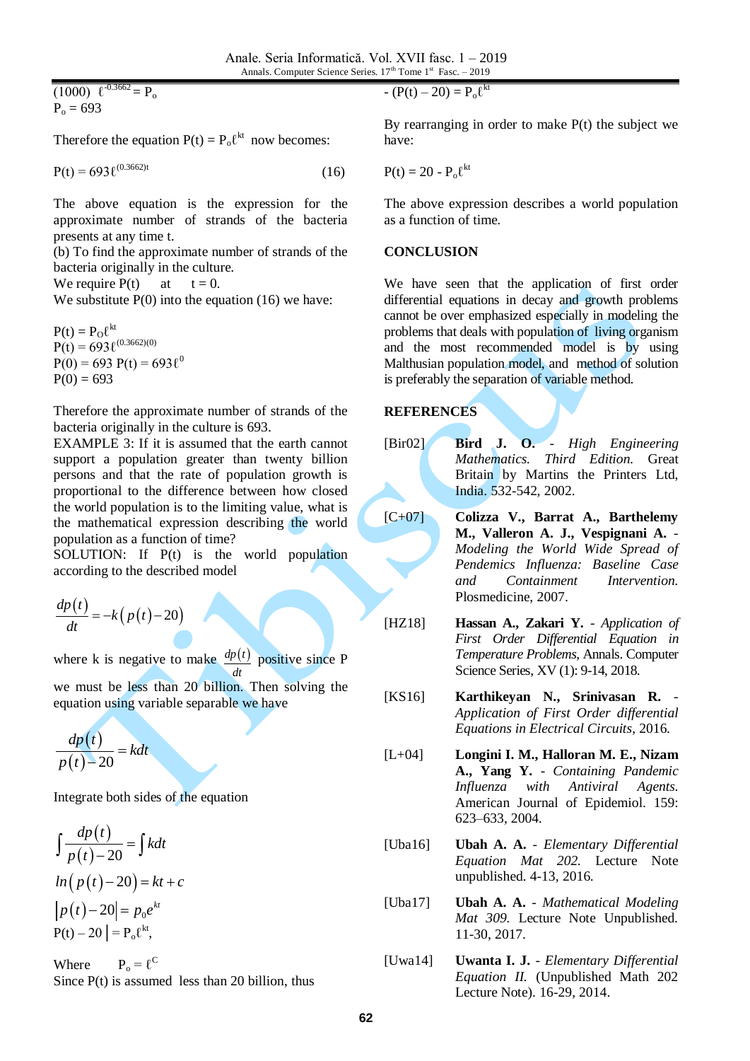$(1000)\ \ell^{-0.3662} = P_o$
$P_o = 693$

Therefore the equation $P(t) = P_o\ell^{kt}$ now becomes:

$$P(t) = 693\,\ell^{(0.3662)t} \qquad (16)$$

The above equation is the expression for the approximate number of strands of the bacteria presents at any time t.

(b) To find the approximate number of strands of the bacteria originally in the culture.

We require P(t) at t = 0.

We substitute P(0) into the equation (16) we have:

$P(t) = P_O\ell^{kt}$
$P(t) = 693\,\ell^{(0.3662)(0)}$
$P(0) = 693\ P(t) = 693\,\ell^{0}$
$P(0) = 693$

Therefore the approximate number of strands of the bacteria originally in the culture is 693.

EXAMPLE 3: If it is assumed that the earth cannot support a population greater than twenty billion persons and that the rate of population growth is proportional to the difference between how closed the world population is to the limiting value, what is the mathematical expression describing the world population as a function of time?

SOLUTION: If P(t) is the world population according to the described model

$$\frac{dp(t)}{dt} = -k\left(p(t) - 20\right)$$

where k is negative to make $\frac{dp(t)}{dt}$ positive since P we must be less than 20 billion. Then solving the equation using variable separable we have

$$\frac{dp(t)}{p(t) - 20} = kdt$$

Integrate both sides of the equation

$$\int \frac{dp(t)}{p(t) - 20} = \int kdt$$

$$ln\left(p(t) - 20\right) = kt + c$$

$$\left|p(t) - 20\right| = p_0 e^{kt}$$

$P(t) - 20\,| = P_o\ell^{kt}$,

Where $P_o = \ell^{C}$

Since P(t) is assumed less than 20 billion, thus

$-\,(P(t) - 20) = P_o\ell^{kt}$

By rearranging in order to make P(t) the subject we have:

$P(t) = 20 - P_o\ell^{kt}$

The above expression describes a world population as a function of time.

## CONCLUSION

We have seen that the application of first order differential equations in decay and growth problems cannot be over emphasized especially in modeling the problems that deals with population of living organism and the most recommended model is by using Malthusian population model, and method of solution is preferably the separation of variable method.

## REFERENCES

[Bir02] **Bird J. O.** - *High Engineering Mathematics. Third Edition.* Great Britain by Martins the Printers Ltd, India. 532-542, 2002.

[C+07] **Colizza V., Barrat A., Barthelemy M., Valleron A. J., Vespignani A.** - *Modeling the World Wide Spread of Pendemics Influenza: Baseline Case and Containment Intervention.* Plosmedicine, 2007.

[HZ18] **Hassan A., Zakari Y.** - *Application of First Order Differential Equation in Temperature Problems*, Annals. Computer Science Series, XV (1): 9-14, 2018.

[KS16] **Karthikeyan N., Srinivasan R.** - *Application of First Order differential Equations in Electrical Circuits*, 2016.

[L+04] **Longini I. M., Halloran M. E., Nizam A., Yang Y.** - *Containing Pandemic Influenza with Antiviral Agents.* American Journal of Epidemiol. 159: 623–633, 2004.

[Uba16] **Ubah A. A.** - *Elementary Differential Equation Mat 202.* Lecture Note unpublished. 4-13, 2016.

[Uba17] **Ubah A. A.** - *Mathematical Modeling Mat 309.* Lecture Note Unpublished. 11-30, 2017.

[Uwa14] **Uwanta I. J.** - *Elementary Differential Equation II.* (Unpublished Math 202 Lecture Note). 16-29, 2014.